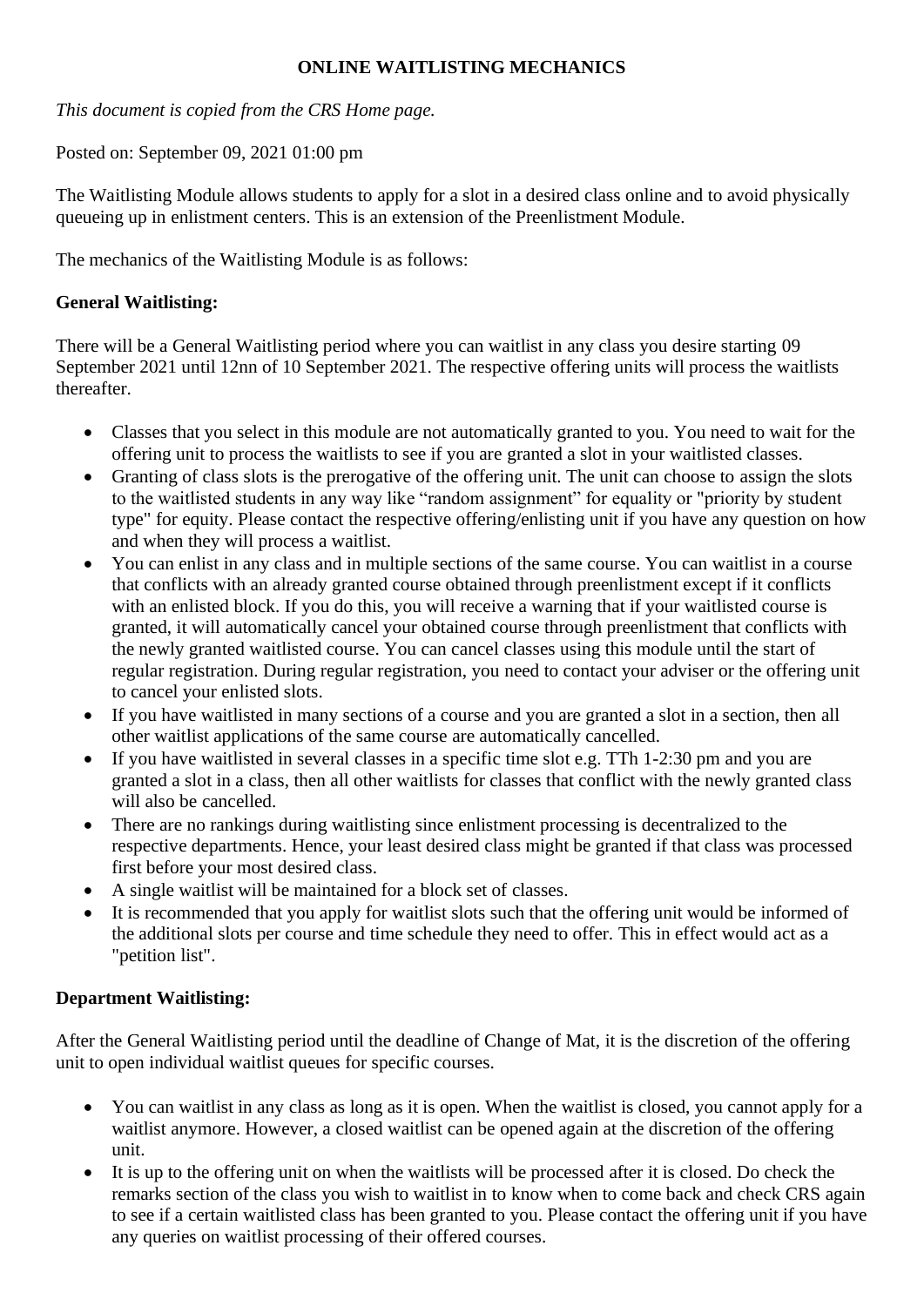# ONLINE WAITLISTING MECHANICS

*This document is copied from the CRS Home page.*

Posted on: September 09, 2021 01:00 pm

The Waitlisting Module allows students to apply for a slot in a desired class online and to avoid physically queueing up in enlistment centers. This is an extension of the Preenlistment Module.

The mechanics of the Waitlisting Module is as follows:

**General Waitlisting:**

There will be a General Waitlisting period where you can waitlist in any class you desire starting 09 September 2021 until 12nn of 10 September 2021. The respective offering units will process the waitlists thereafter.

- Classes that you select in this module are not automatically granted to you. You need to wait for the offering unit to process the waitlists to see if you are granted a slot in your waitlisted classes.
- Granting of class slots is the prerogative of the offering unit. The unit can choose to assign the slots to the waitlisted students in any way like "random assignment" for equality or "priority by student type" for equity. Please contact the respective offering/enlisting unit if you have any question on how and when they will process a waitlist.
- You can enlist in any class and in multiple sections of the same course. You can waitlist in a course that conflicts with an already granted course obtained through preenlistment except if it conflicts with an enlisted block. If you do this, you will receive a warning that if your waitlisted course is granted, it will automatically cancel your obtained course through preenlistment that conflicts with the newly granted waitlisted course. You can cancel classes using this module until the start of regular registration. During regular registration, you need to contact your adviser or the offering unit to cancel your enlisted slots.
- If you have waitlisted in many sections of a course and you are granted a slot in a section, then all other waitlist applications of the same course are automatically cancelled.
- If you have waitlisted in several classes in a specific time slot e.g. TTh 1-2:30 pm and you are granted a slot in a class, then all other waitlists for classes that conflict with the newly granted class will also be cancelled.
- There are no rankings during waitlisting since enlistment processing is decentralized to the respective departments. Hence, your least desired class might be granted if that class was processed first before your most desired class.
- A single waitlist will be maintained for a block set of classes.
- It is recommended that you apply for waitlist slots such that the offering unit would be informed of the additional slots per course and time schedule they need to offer. This in effect would act as a "petition list".

**Department Waitlisting:**

After the General Waitlisting period until the deadline of Change of Mat, it is the discretion of the offering unit to open individual waitlist queues for specific courses.

- You can waitlist in any class as long as it is open. When the waitlist is closed, you cannot apply for a waitlist anymore. However, a closed waitlist can be opened again at the discretion of the offering unit.
- It is up to the offering unit on when the waitlists will be processed after it is closed. Do check the remarks section of the class you wish to waitlist in to know when to come back and check CRS again to see if a certain waitlisted class has been granted to you. Please contact the offering unit if you have any queries on waitlist processing of their offered courses.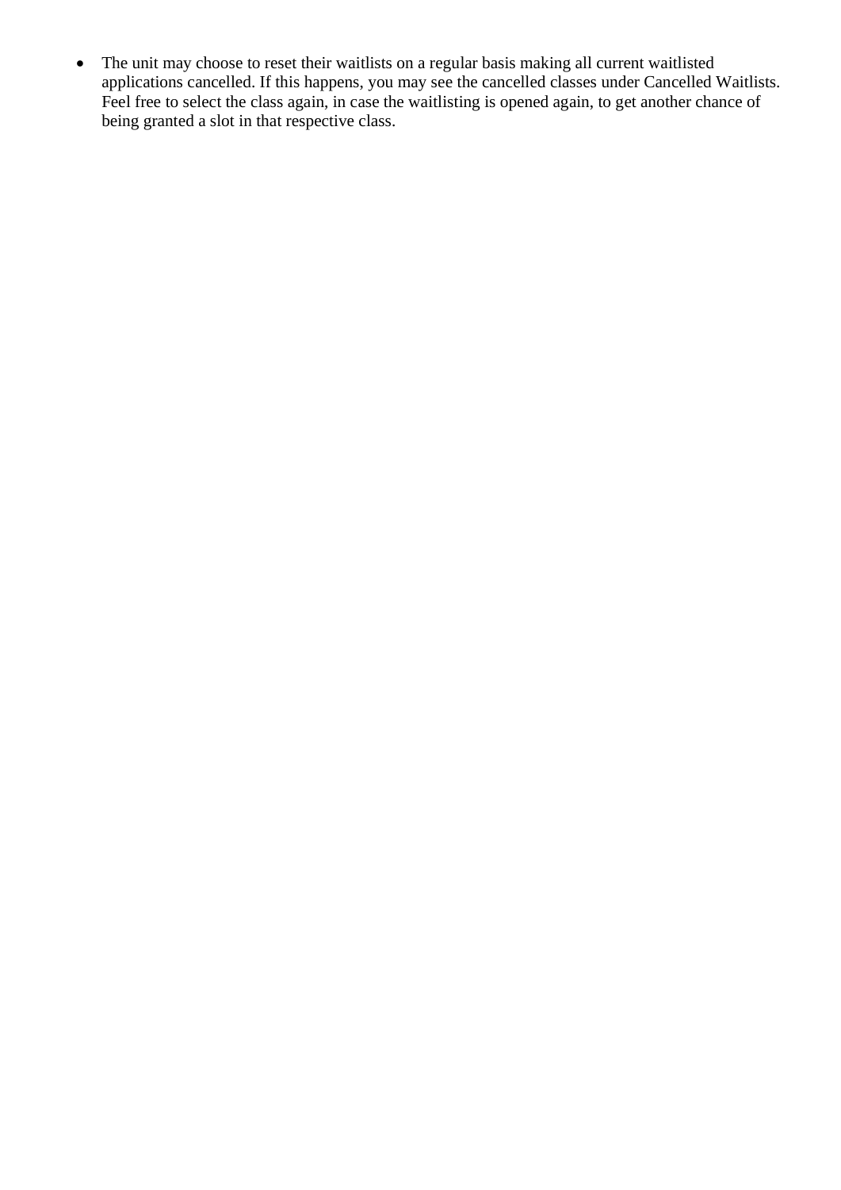- The unit may choose to reset their waitlists on a regular basis making all current waitlisted applications cancelled. If this happens, you may see the cancelled classes under Cancelled Waitlists. Feel free to select the class again, in case the waitlisting is opened again, to get another chance of being granted a slot in that respective class.